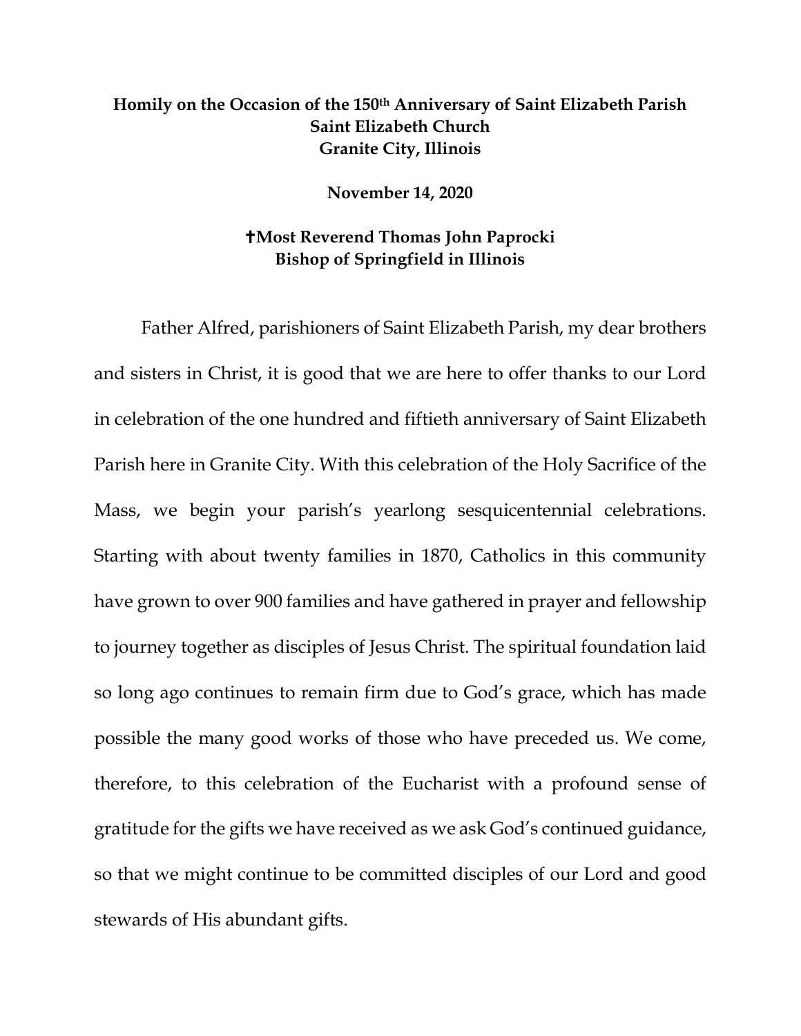**Homily on the Occasion of the 150th Anniversary of Saint Elizabeth Parish**
**Saint Elizabeth Church**
**Granite City, Illinois**

**November 14, 2020**

**✝Most Reverend Thomas John Paprocki**
**Bishop of Springfield in Illinois**

Father Alfred, parishioners of Saint Elizabeth Parish, my dear brothers and sisters in Christ, it is good that we are here to offer thanks to our Lord in celebration of the one hundred and fiftieth anniversary of Saint Elizabeth Parish here in Granite City. With this celebration of the Holy Sacrifice of the Mass, we begin your parish's yearlong sesquicentennial celebrations. Starting with about twenty families in 1870, Catholics in this community have grown to over 900 families and have gathered in prayer and fellowship to journey together as disciples of Jesus Christ. The spiritual foundation laid so long ago continues to remain firm due to God's grace, which has made possible the many good works of those who have preceded us. We come, therefore, to this celebration of the Eucharist with a profound sense of gratitude for the gifts we have received as we ask God's continued guidance, so that we might continue to be committed disciples of our Lord and good stewards of His abundant gifts.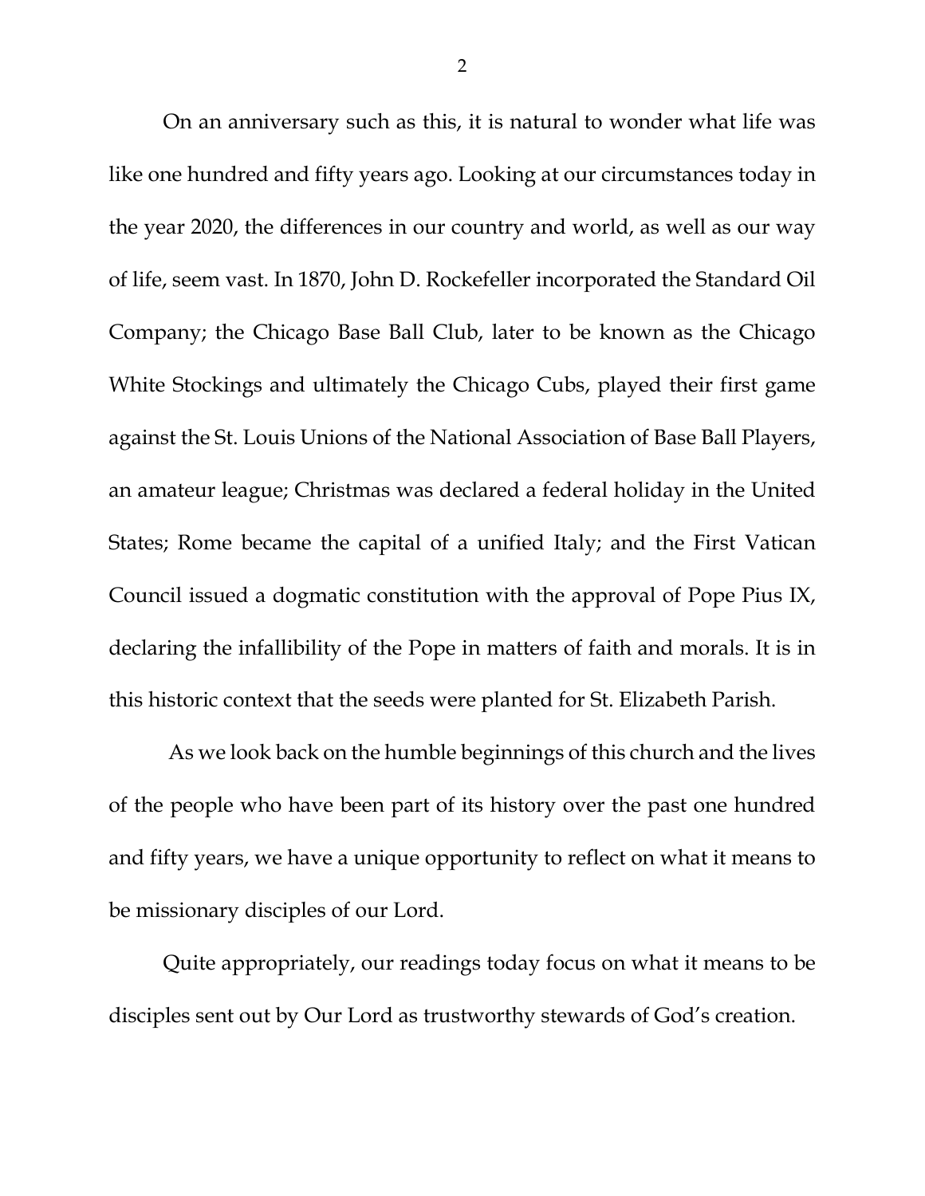On an anniversary such as this, it is natural to wonder what life was like one hundred and fifty years ago. Looking at our circumstances today in the year 2020, the differences in our country and world, as well as our way of life, seem vast. In 1870, John D. Rockefeller incorporated the Standard Oil Company; the Chicago Base Ball Club, later to be known as the Chicago White Stockings and ultimately the Chicago Cubs, played their first game against the St. Louis Unions of the National Association of Base Ball Players, an amateur league; Christmas was declared a federal holiday in the United States; Rome became the capital of a unified Italy; and the First Vatican Council issued a dogmatic constitution with the approval of Pope Pius IX, declaring the infallibility of the Pope in matters of faith and morals. It is in this historic context that the seeds were planted for St. Elizabeth Parish.

As we look back on the humble beginnings of this church and the lives of the people who have been part of its history over the past one hundred and fifty years, we have a unique opportunity to reflect on what it means to be missionary disciples of our Lord.

Quite appropriately, our readings today focus on what it means to be disciples sent out by Our Lord as trustworthy stewards of God's creation.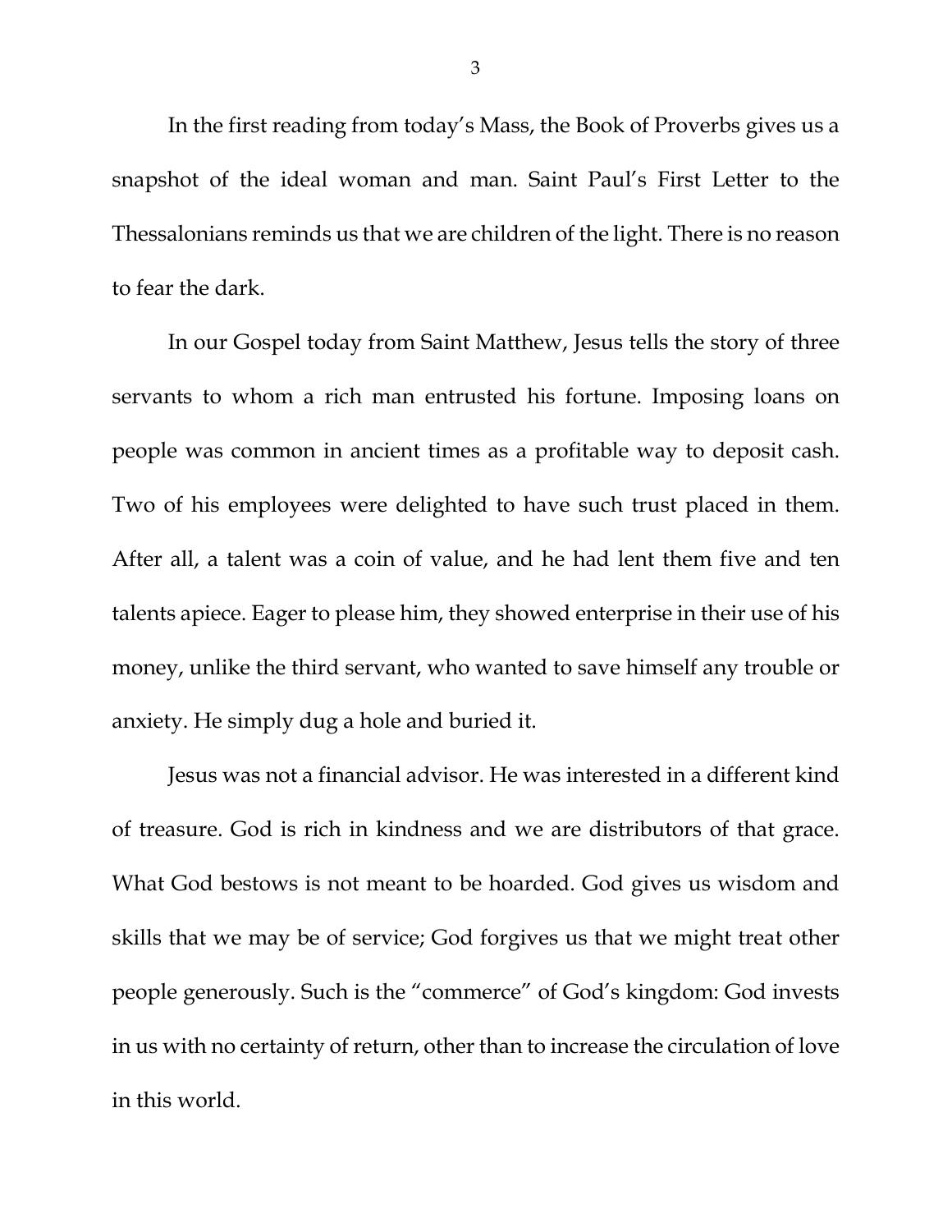In the first reading from today's Mass, the Book of Proverbs gives us a snapshot of the ideal woman and man. Saint Paul's First Letter to the Thessalonians reminds us that we are children of the light. There is no reason to fear the dark.

In our Gospel today from Saint Matthew, Jesus tells the story of three servants to whom a rich man entrusted his fortune. Imposing loans on people was common in ancient times as a profitable way to deposit cash. Two of his employees were delighted to have such trust placed in them. After all, a talent was a coin of value, and he had lent them five and ten talents apiece. Eager to please him, they showed enterprise in their use of his money, unlike the third servant, who wanted to save himself any trouble or anxiety. He simply dug a hole and buried it.

Jesus was not a financial advisor. He was interested in a different kind of treasure. God is rich in kindness and we are distributors of that grace. What God bestows is not meant to be hoarded. God gives us wisdom and skills that we may be of service; God forgives us that we might treat other people generously. Such is the "commerce" of God's kingdom: God invests in us with no certainty of return, other than to increase the circulation of love in this world.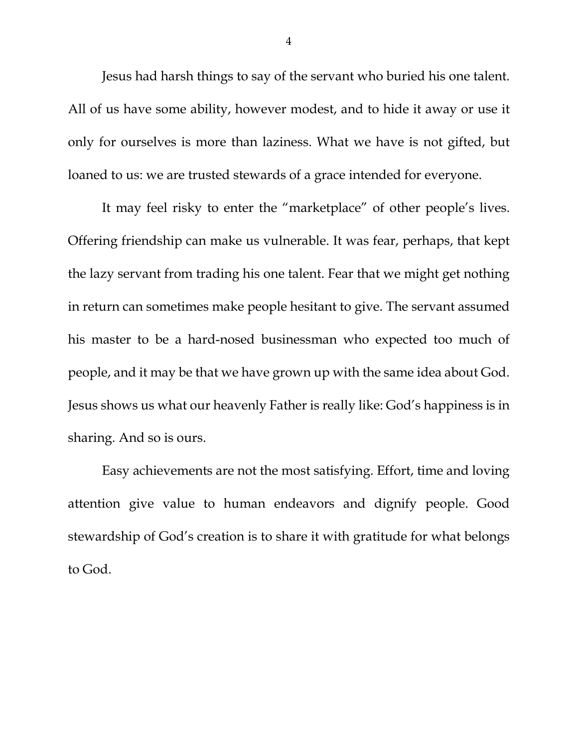Jesus had harsh things to say of the servant who buried his one talent. All of us have some ability, however modest, and to hide it away or use it only for ourselves is more than laziness. What we have is not gifted, but loaned to us: we are trusted stewards of a grace intended for everyone.

It may feel risky to enter the "marketplace" of other people's lives. Offering friendship can make us vulnerable. It was fear, perhaps, that kept the lazy servant from trading his one talent. Fear that we might get nothing in return can sometimes make people hesitant to give. The servant assumed his master to be a hard-nosed businessman who expected too much of people, and it may be that we have grown up with the same idea about God. Jesus shows us what our heavenly Father is really like: God's happiness is in sharing. And so is ours.

Easy achievements are not the most satisfying. Effort, time and loving attention give value to human endeavors and dignify people. Good stewardship of God's creation is to share it with gratitude for what belongs to God.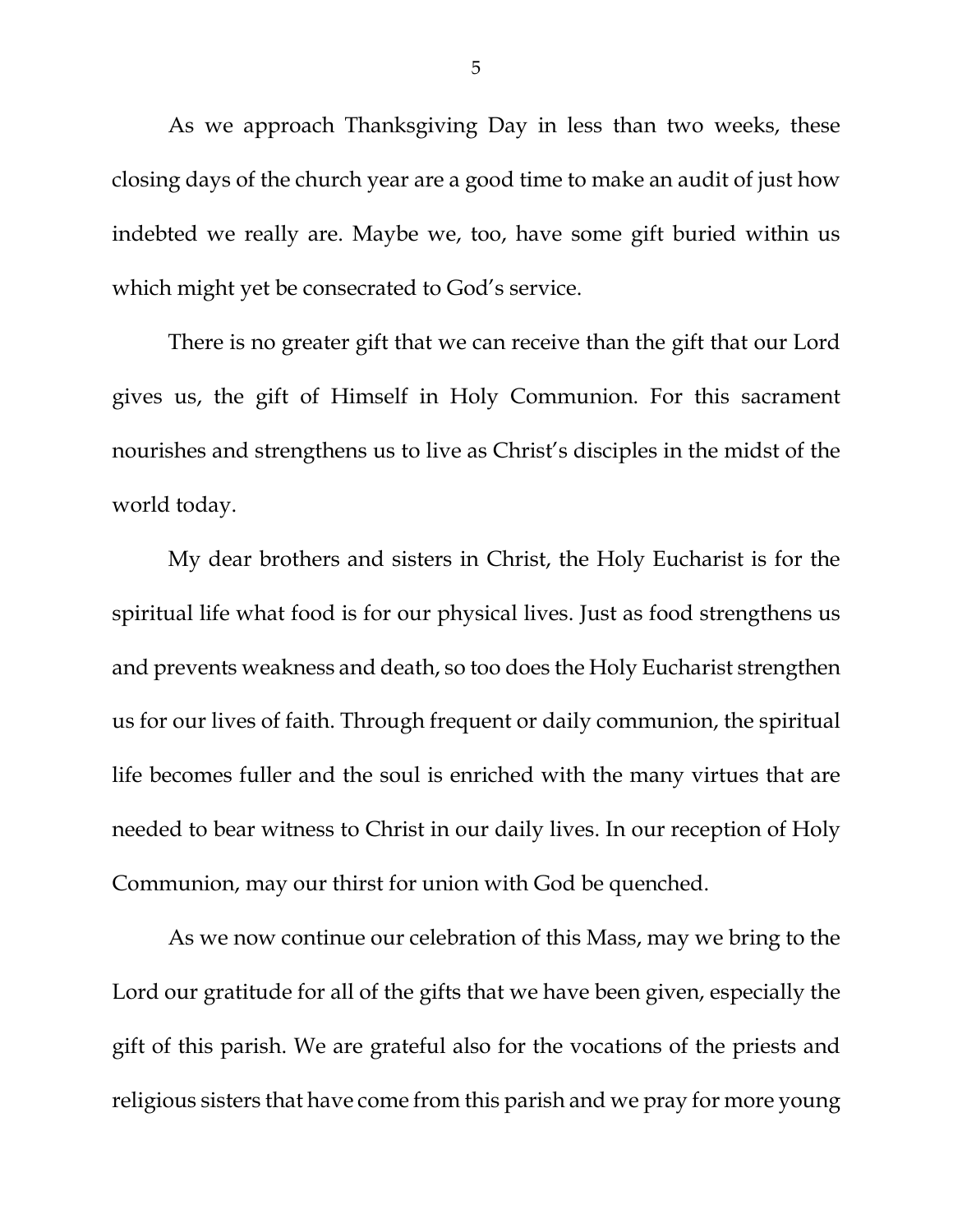As we approach Thanksgiving Day in less than two weeks, these closing days of the church year are a good time to make an audit of just how indebted we really are. Maybe we, too, have some gift buried within us which might yet be consecrated to God's service.

There is no greater gift that we can receive than the gift that our Lord gives us, the gift of Himself in Holy Communion. For this sacrament nourishes and strengthens us to live as Christ's disciples in the midst of the world today.

My dear brothers and sisters in Christ, the Holy Eucharist is for the spiritual life what food is for our physical lives. Just as food strengthens us and prevents weakness and death, so too does the Holy Eucharist strengthen us for our lives of faith. Through frequent or daily communion, the spiritual life becomes fuller and the soul is enriched with the many virtues that are needed to bear witness to Christ in our daily lives. In our reception of Holy Communion, may our thirst for union with God be quenched.

As we now continue our celebration of this Mass, may we bring to the Lord our gratitude for all of the gifts that we have been given, especially the gift of this parish. We are grateful also for the vocations of the priests and religious sisters that have come from this parish and we pray for more young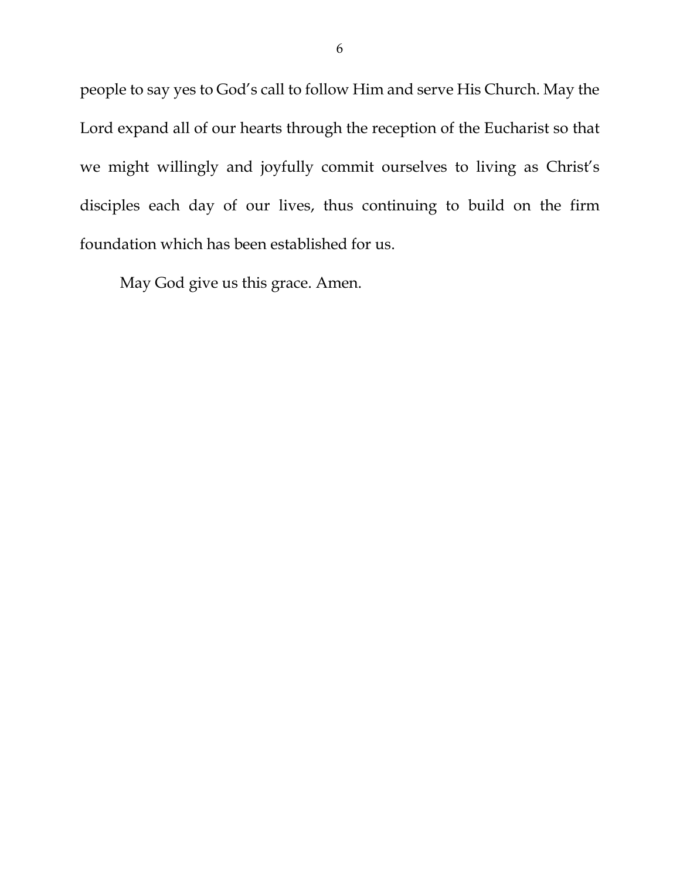people to say yes to God's call to follow Him and serve His Church. May the Lord expand all of our hearts through the reception of the Eucharist so that we might willingly and joyfully commit ourselves to living as Christ's disciples each day of our lives, thus continuing to build on the firm foundation which has been established for us.

May God give us this grace. Amen.